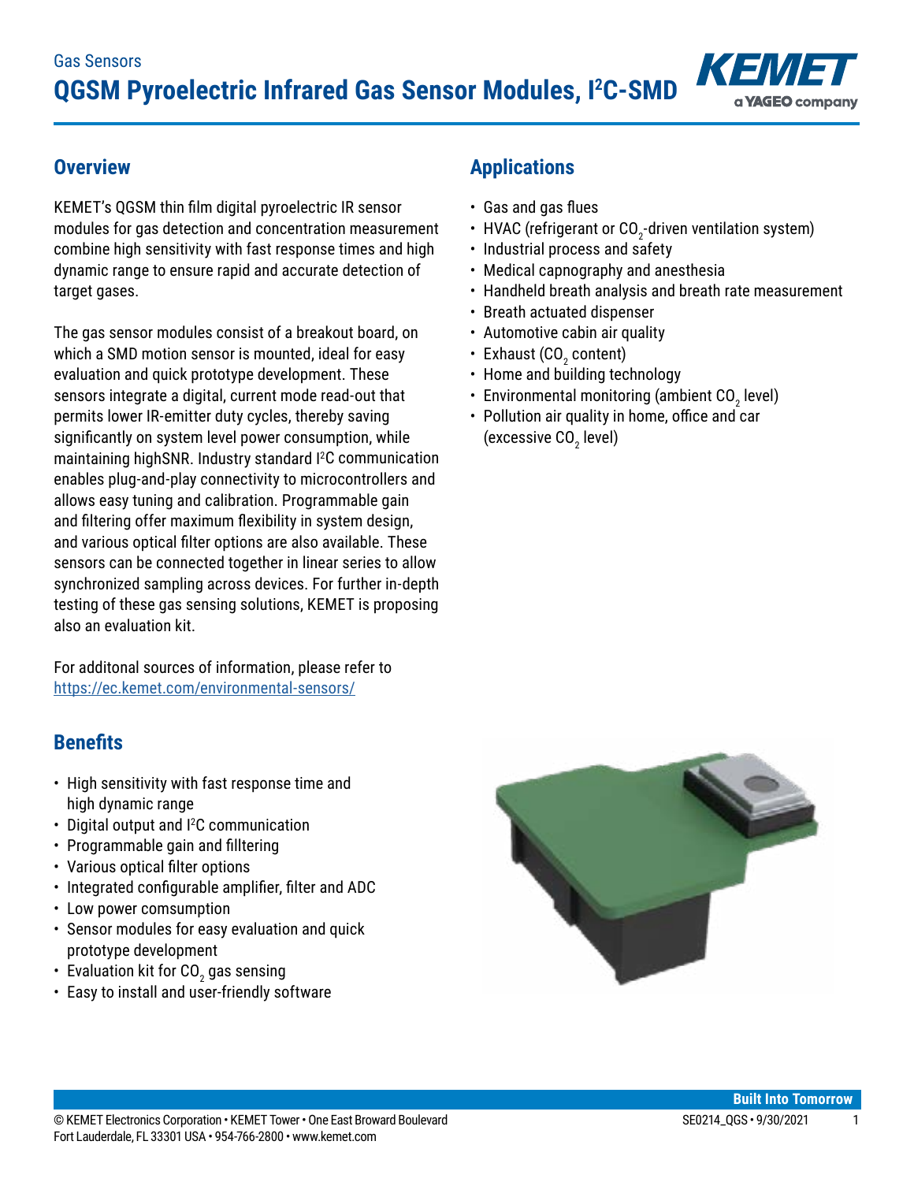Gas Sensors

# QGSM Pyroelectric Infrared Gas Sensor Modules, I²C-SMD

## Overview

KEMET's QGSM thin film digital pyroelectric IR sensor modules for gas detection and concentration measurement combine high sensitivity with fast response times and high dynamic range to ensure rapid and accurate detection of target gases.

The gas sensor modules consist of a breakout board, on which a SMD motion sensor is mounted, ideal for easy evaluation and quick prototype development. These sensors integrate a digital, current mode read-out that permits lower IR-emitter duty cycles, thereby saving significantly on system level power consumption, while maintaining highSNR. Industry standard I²C communication enables plug-and-play connectivity to microcontrollers and allows easy tuning and calibration. Programmable gain and filtering offer maximum flexibility in system design, and various optical filter options are also available. These sensors can be connected together in linear series to allow synchronized sampling across devices. For further in-depth testing of these gas sensing solutions, KEMET is proposing also an evaluation kit.

For additonal sources of information, please refer to https://ec.kemet.com/environmental-sensors/

## Benefits

- High sensitivity with fast response time and high dynamic range
- Digital output and I²C communication
- Programmable gain and filltering
- Various optical filter options
- Integrated configurable amplifier, filter and ADC
- Low power comsumption
- Sensor modules for easy evaluation and quick prototype development
- Evaluation kit for $CO_2$ gas sensing
- Easy to install and user-friendly software

## Applications

- Gas and gas flues
- HVAC (refrigerant or $CO_2$-driven ventilation system)
- Industrial process and safety
- Medical capnography and anesthesia
- Handheld breath analysis and breath rate measurement
- Breath actuated dispenser
- Automotive cabin air quality
- Exhaust ($CO_2$ content)
- Home and building technology
- Environmental monitoring (ambient $CO_2$ level)
- Pollution air quality in home, office and car (excessive $CO_2$ level)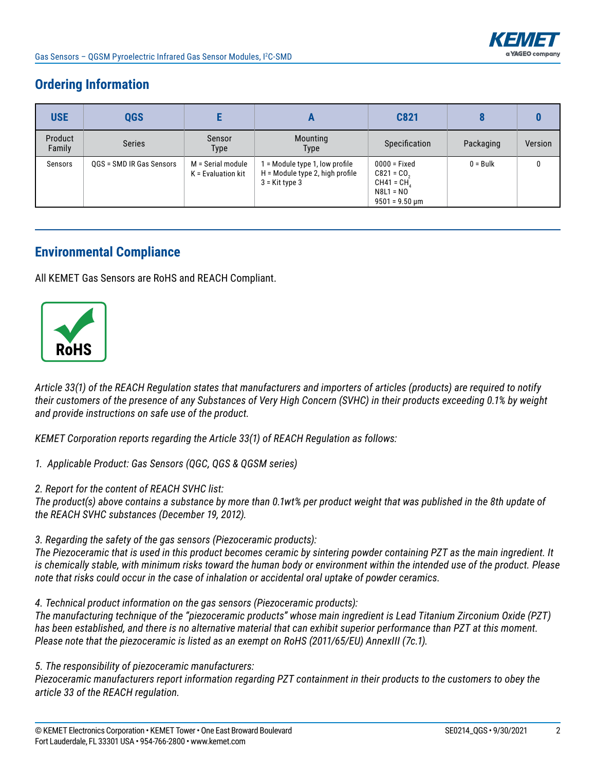## Ordering Information

| USE | QGS | E | A | C821 | 8 | 0 |
|---|---|---|---|---|---|---|
| Product Family | Series | Sensor Type | Mounting Type | Specification | Packaging | Version |
| Sensors | QGS = SMD IR Gas Sensors | M = Serial module<br>K = Evaluation kit | 1 = Module type 1, low profile<br>H = Module type 2, high profile<br>3 = Kit type 3 | 0000 = Fixed<br>C821 = $CO_2$<br>CH41 = $CH_4$<br>N8L1 = NO<br>9501 = 9.50 µm | 0 = Bulk | 0 |

## Environmental Compliance

All KEMET Gas Sensors are RoHS and REACH Compliant.

RoHS

*Article 33(1) of the REACH Regulation states that manufacturers and importers of articles (products) are required to notify their customers of the presence of any Substances of Very High Concern (SVHC) in their products exceeding 0.1% by weight and provide instructions on safe use of the product.*

*KEMET Corporation reports regarding the Article 33(1) of REACH Regulation as follows:*

*1. Applicable Product: Gas Sensors (QGC, QGS & QGSM series)*

*2. Report for the content of REACH SVHC list:*
*The product(s) above contains a substance by more than 0.1wt% per product weight that was published in the 8th update of the REACH SVHC substances (December 19, 2012).*

*3. Regarding the safety of the gas sensors (Piezoceramic products):*
*The Piezoceramic that is used in this product becomes ceramic by sintering powder containing PZT as the main ingredient. It is chemically stable, with minimum risks toward the human body or environment within the intended use of the product. Please note that risks could occur in the case of inhalation or accidental oral uptake of powder ceramics.*

*4. Technical product information on the gas sensors (Piezoceramic products):*
*The manufacturing technique of the "piezoceramic products" whose main ingredient is Lead Titanium Zirconium Oxide (PZT) has been established, and there is no alternative material that can exhibit superior performance than PZT at this moment. Please note that the piezoceramic is listed as an exempt on RoHS (2011/65/EU) AnnexIII (7c.1).*

*5. The responsibility of piezoceramic manufacturers:*
*Piezoceramic manufacturers report information regarding PZT containment in their products to the customers to obey the article 33 of the REACH regulation.*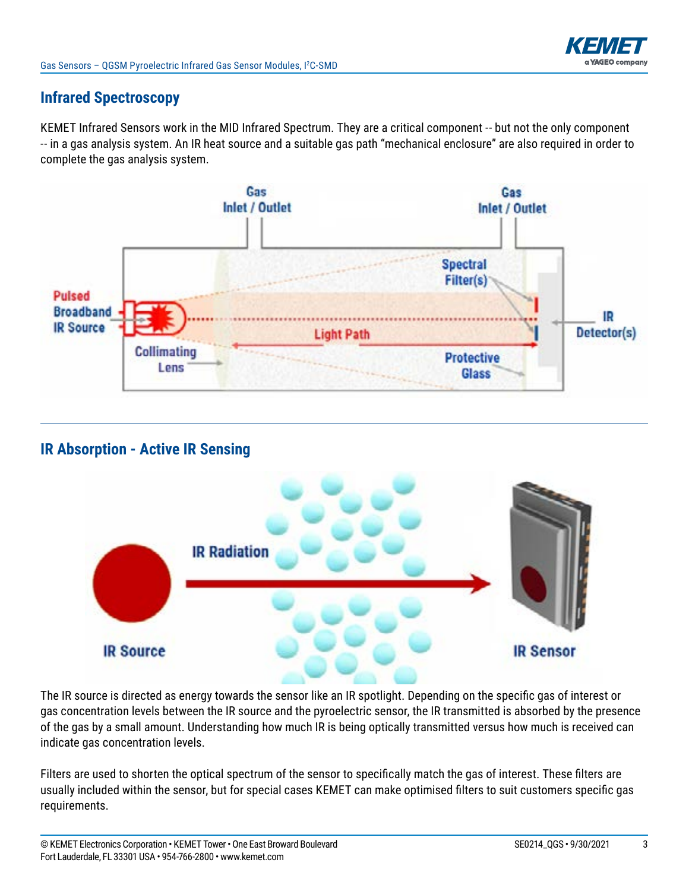## Infrared Spectroscopy

KEMET Infrared Sensors work in the MID Infrared Spectrum. They are a critical component -- but not the only component -- in a gas analysis system. An IR heat source and a suitable gas path "mechanical enclosure" are also required in order to complete the gas analysis system.

Gas Inlet / Outlet
Gas Inlet / Outlet
Pulsed Broadband IR Source
Spectral Filter(s)
Light Path
IR Detector(s)
Collimating Lens
Protective Glass

## IR Absorption - Active IR Sensing

IR Radiation
IR Source
IR Sensor

The IR source is directed as energy towards the sensor like an IR spotlight. Depending on the specific gas of interest or gas concentration levels between the IR source and the pyroelectric sensor, the IR transmitted is absorbed by the presence of the gas by a small amount. Understanding how much IR is being optically transmitted versus how much is received can indicate gas concentration levels.

Filters are used to shorten the optical spectrum of the sensor to specifically match the gas of interest. These filters are usually included within the sensor, but for special cases KEMET can make optimised filters to suit customers specific gas requirements.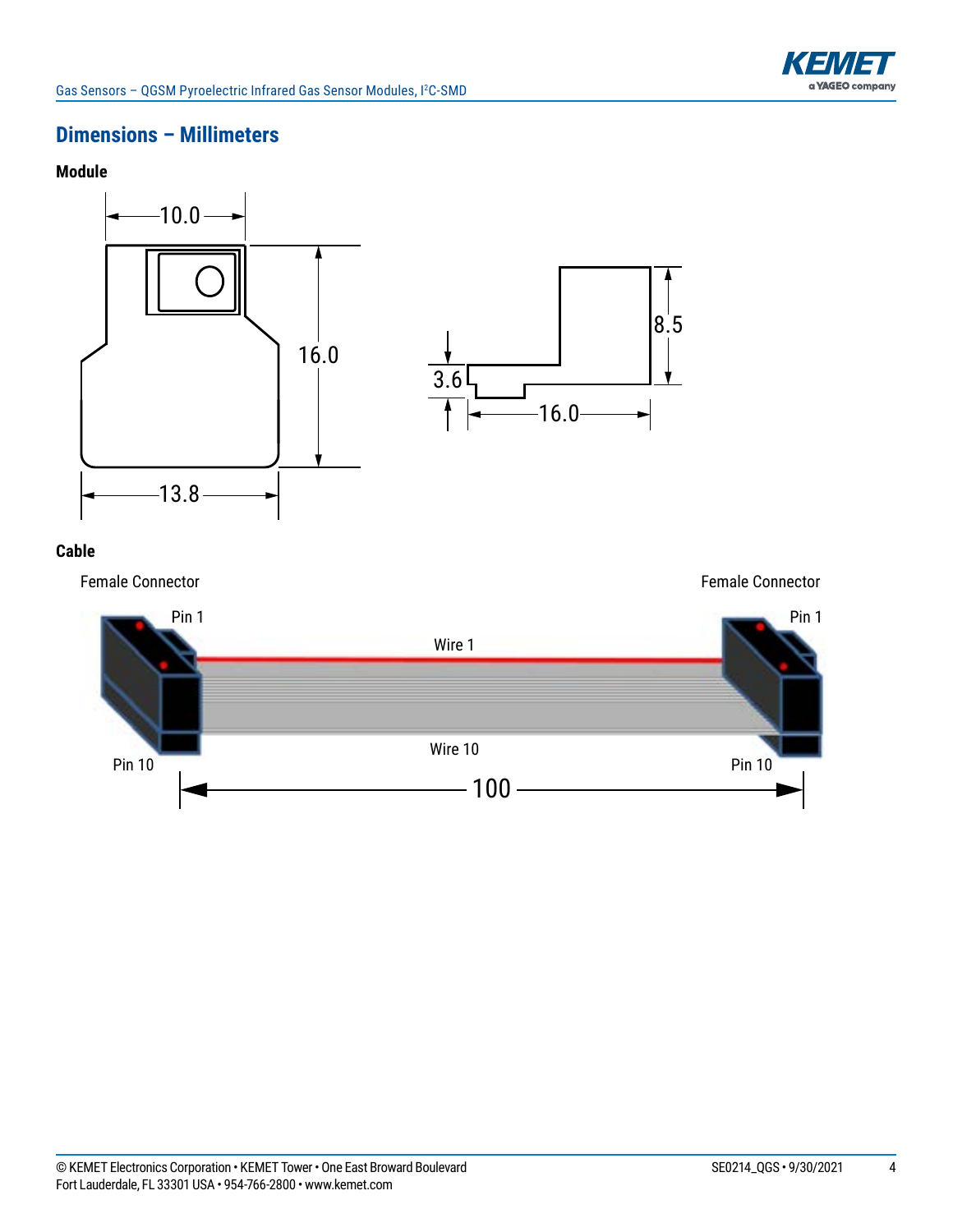## Dimensions – Millimeters

### Module

10.0

16.0

13.8

3.6

8.5

16.0

### Cable

Female Connector

Female Connector

Pin 1

Pin 1

Wire 1

Wire 10

Pin 10

Pin 10

100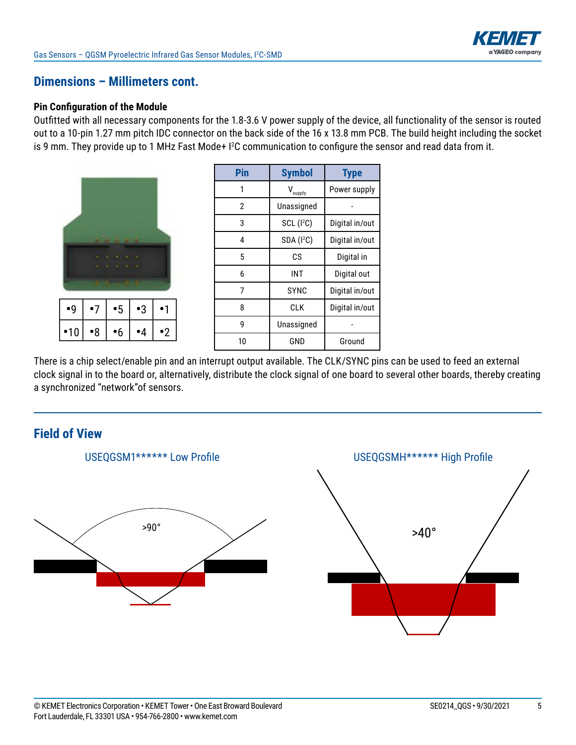## Dimensions – Millimeters cont.

**Pin Configuration of the Module**

Outfitted with all necessary components for the 1.8-3.6 V power supply of the device, all functionality of the sensor is routed out to a 10-pin 1.27 mm pitch IDC connector on the back side of the 16 x 13.8 mm PCB. The build height including the socket is 9 mm. They provide up to 1 MHz Fast Mode+ I²C communication to configure the sensor and read data from it.

| | | | | |
|---|---|---|---|---|
| •9 | •7 | •5 | •3 | •1 |
| •10 | •8 | •6 | •4 | •2 |

| Pin | Symbol | Type |
|---|---|---|
| 1 | $V_{supply}$ | Power supply |
| 2 | Unassigned | - |
| 3 | SCL (I²C) | Digital in/out |
| 4 | SDA (I²C) | Digital in/out |
| 5 | CS | Digital in |
| 6 | INT | Digital out |
| 7 | SYNC | Digital in/out |
| 8 | CLK | Digital in/out |
| 9 | Unassigned | - |
| 10 | GND | Ground |

There is a chip select/enable pin and an interrupt output available. The CLK/SYNC pins can be used to feed an external clock signal in to the board or, alternatively, distribute the clock signal of one board to several other boards, thereby creating a synchronized "network"of sensors.

## Field of View

USEQGSM1****** Low Profile

>90°

USEQGSMH****** High Profile

>40°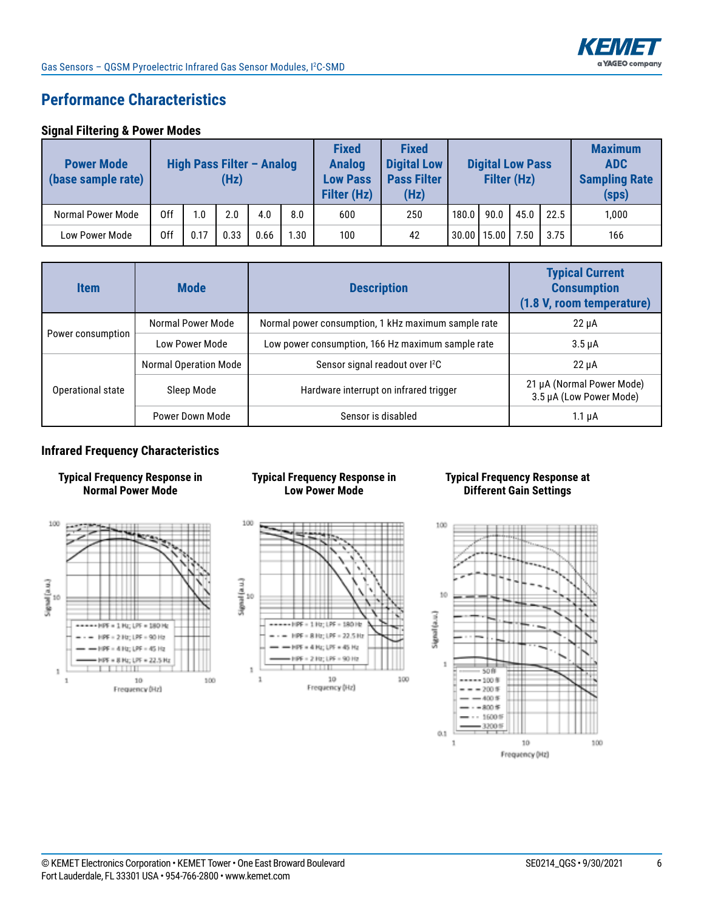## Performance Characteristics

### Signal Filtering & Power Modes

| Power Mode (base sample rate) | High Pass Filter – Analog (Hz) | | | | | Fixed Analog Low Pass Filter (Hz) | Fixed Digital Low Pass Filter (Hz) | Digital Low Pass Filter (Hz) | | | | Maximum ADC Sampling Rate (sps) |
|---|---|---|---|---|---|---|---|---|---|---|---|---|
| Normal Power Mode | Off | 1.0 | 2.0 | 4.0 | 8.0 | 600 | 250 | 180.0 | 90.0 | 45.0 | 22.5 | 1,000 |
| Low Power Mode | Off | 0.17 | 0.33 | 0.66 | 1.30 | 100 | 42 | 30.00 | 15.00 | 7.50 | 3.75 | 166 |

| Item | Mode | Description | Typical Current Consumption (1.8 V, room temperature) |
|---|---|---|---|
| Power consumption | Normal Power Mode | Normal power consumption, 1 kHz maximum sample rate | 22 µA |
| | Low Power Mode | Low power consumption, 166 Hz maximum sample rate | 3.5 µA |
| Operational state | Normal Operation Mode | Sensor signal readout over I²C | 22 µA |
| | Sleep Mode | Hardware interrupt on infrared trigger | 21 µA (Normal Power Mode)<br>3.5 µA (Low Power Mode) |
| | Power Down Mode | Sensor is disabled | 1.1 µA |

### Infrared Frequency Characteristics

**Typical Frequency Response in Normal Power Mode**

100
10
1
Signal (a.u.)
1
10
100
Frequency (Hz)
HPF = 1 Hz; LPF = 180 Hz
HPF = 2 Hz; LPF = 90 Hz
HPF = 4 Hz; LPF = 45 Hz
HPF = 8 Hz; LPF = 22.5 Hz

**Typical Frequency Response in Low Power Mode**

100
10
1
Signal (a.u.)
1
10
100
Frequency (Hz)
HPF = 1 Hz; LPF = 180 Hz
HPF = 8 Hz; LPF = 22.5 Hz
HPF = 4 Hz; LPF = 45 Hz
HPF = 2 Hz; LPF = 90 Hz

**Typical Frequency Response at Different Gain Settings**

100
10
1
0.1
Signal (a.u.)
1
10
100
Frequency (Hz)
50 fF
100 fF
200 fF
400 fF
800 fF
1600 fF
3200 fF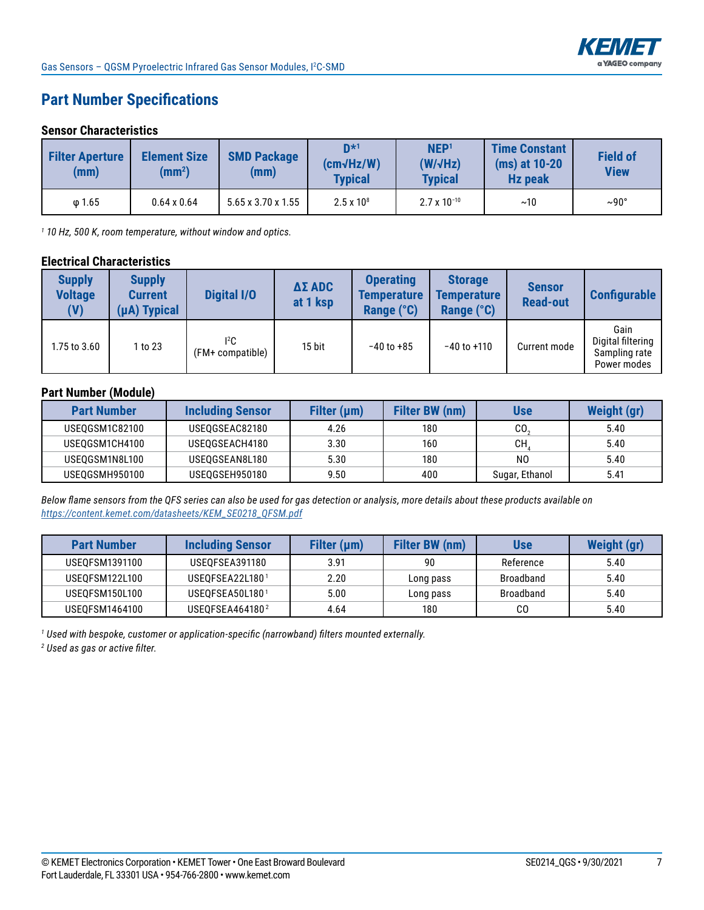## Part Number Specifications

### Sensor Characteristics

| Filter Aperture (mm) | Element Size (mm²) | SMD Package (mm) | D*[1] (cm√Hz/W) Typical | NEP[1] (W/√Hz) Typical | Time Constant (ms) at 10-20 Hz peak | Field of View |
|---|---|---|---|---|---|---|
| φ 1.65 | 0.64 x 0.64 | 5.65 x 3.70 x 1.55 | $2.5 \times 10^{8}$ | $2.7 \times 10^{-10}$ | ~10 | ~90° |

*[1] 10 Hz, 500 K, room temperature, without window and optics.*

### Electrical Characteristics

| Supply Voltage (V) | Supply Current (µA) Typical | Digital I/O | ΔΣ ADC at 1 ksp | Operating Temperature Range (°C) | Storage Temperature Range (°C) | Sensor Read-out | Configurable |
|---|---|---|---|---|---|---|---|
| 1.75 to 3.60 | 1 to 23 | I²C (FM+ compatible) | 15 bit | −40 to +85 | −40 to +110 | Current mode | Gain Digital filtering Sampling rate Power modes |

### Part Number (Module)

| Part Number | Including Sensor | Filter (µm) | Filter BW (nm) | Use | Weight (gr) |
|---|---|---|---|---|---|
| USEQGSM1C82100 | USEQGSEAC82180 | 4.26 | 180 | $CO_2$ | 5.40 |
| USEQGSM1CH4100 | USEQGSEACH4180 | 3.30 | 160 | $CH_4$ | 5.40 |
| USEQGSM1N8L100 | USEQGSEAN8L180 | 5.30 | 180 | NO | 5.40 |
| USEQGSMH950100 | USEQGSEH950180 | 9.50 | 400 | Sugar, Ethanol | 5.41 |

*Below flame sensors from the QFS series can also be used for gas detection or analysis, more details about these products available on https://content.kemet.com/datasheets/KEM_SE0218_QFSM.pdf*

| Part Number | Including Sensor | Filter (µm) | Filter BW (nm) | Use | Weight (gr) |
|---|---|---|---|---|---|
| USEQFSM1391100 | USEQFSEA391180 | 3.91 | 90 | Reference | 5.40 |
| USEQFSM122L100 | USEQFSEA22L180[1] | 2.20 | Long pass | Broadband | 5.40 |
| USEQFSM150L100 | USEQFSEA50L180[1] | 5.00 | Long pass | Broadband | 5.40 |
| USEQFSM1464100 | USEQFSEA464180[2] | 4.64 | 180 | CO | 5.40 |

*[1] Used with bespoke, customer or application-specific (narrowband) filters mounted externally.*

*[2] Used as gas or active filter.*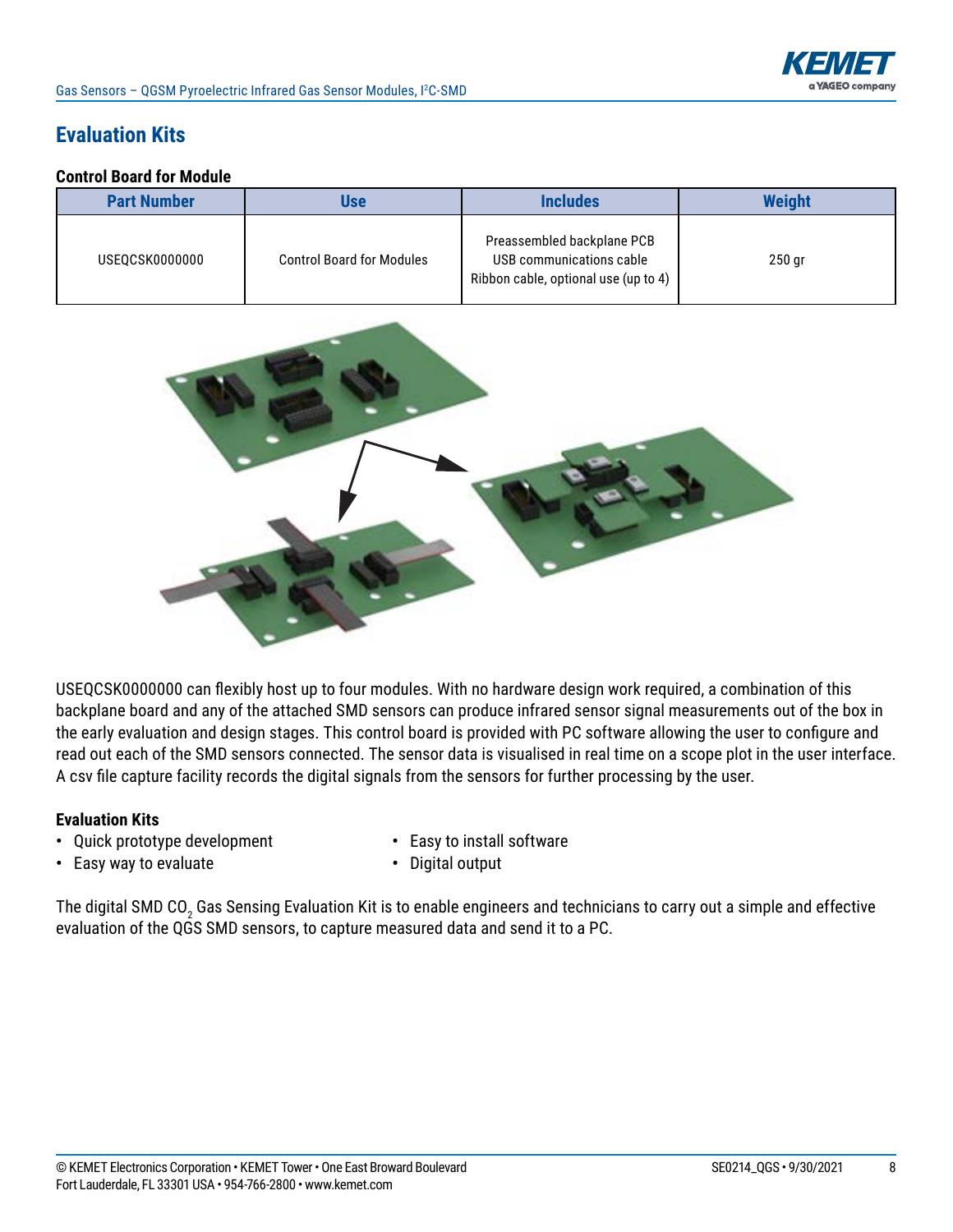## Evaluation Kits

### Control Board for Module

| Part Number | Use | Includes | Weight |
|---|---|---|---|
| USEQCSK0000000 | Control Board for Modules | Preassembled backplane PCB<br>USB communications cable<br>Ribbon cable, optional use (up to 4) | 250 gr |

USEQCSK0000000 can flexibly host up to four modules. With no hardware design work required, a combination of this backplane board and any of the attached SMD sensors can produce infrared sensor signal measurements out of the box in the early evaluation and design stages. This control board is provided with PC software allowing the user to configure and read out each of the SMD sensors connected. The sensor data is visualised in real time on a scope plot in the user interface. A csv file capture facility records the digital signals from the sensors for further processing by the user.

### Evaluation Kits

- Quick prototype development
- Easy way to evaluate
- Easy to install software
- Digital output

The digital SMD $CO_2$ Gas Sensing Evaluation Kit is to enable engineers and technicians to carry out a simple and effective evaluation of the QGS SMD sensors, to capture measured data and send it to a PC.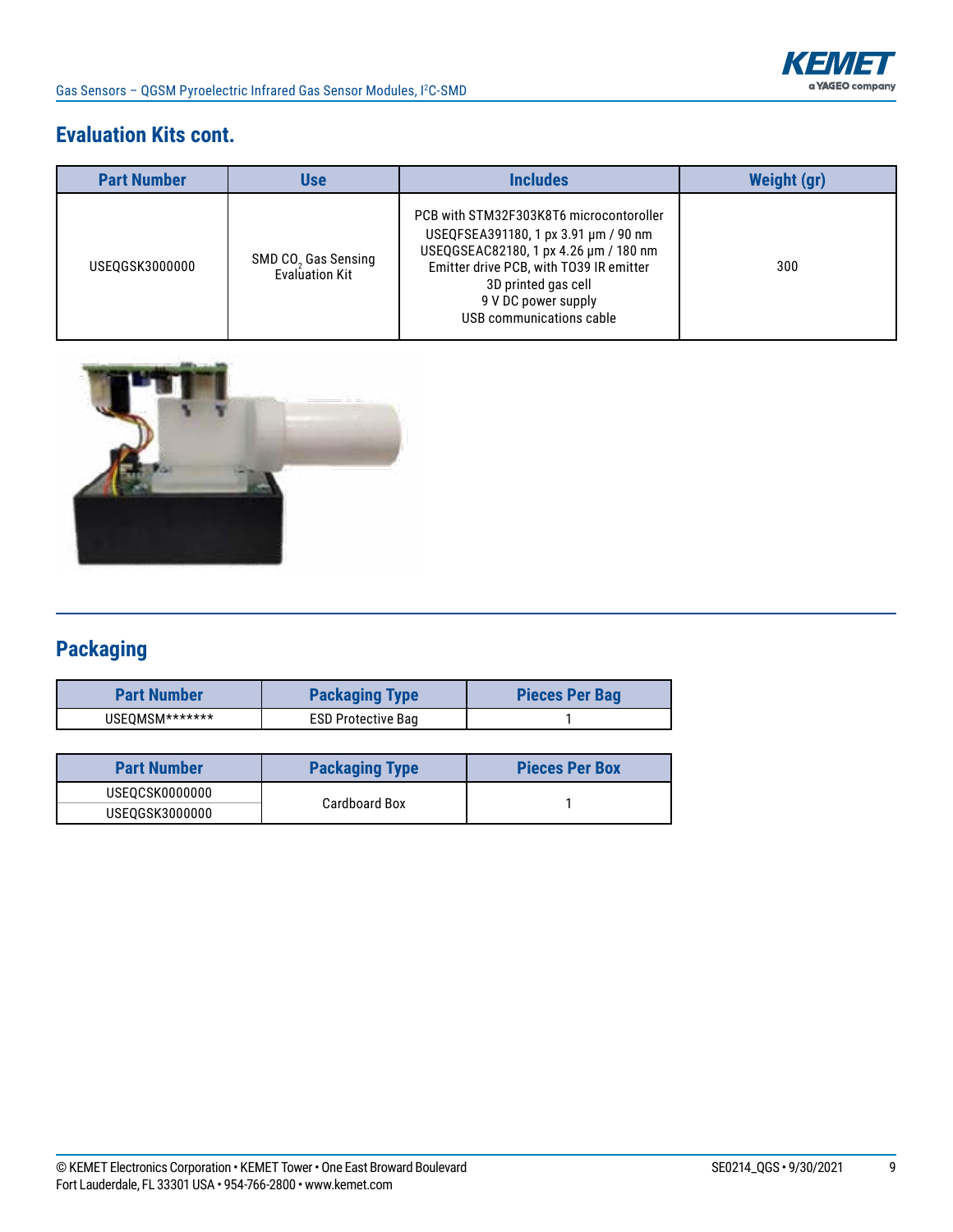## Evaluation Kits cont.

| Part Number | Use | Includes | Weight (gr) |
|---|---|---|---|
| USEQGSK3000000 | SMD $CO_2$ Gas Sensing Evaluation Kit | PCB with STM32F303K8T6 microcontoroller<br>USEQFSEA391180, 1 px 3.91 µm / 90 nm<br>USEQGSEAC82180, 1 px 4.26 µm / 180 nm<br>Emitter drive PCB, with TO39 IR emitter<br>3D printed gas cell<br>9 V DC power supply<br>USB communications cable | 300 |

## Packaging

| Part Number | Packaging Type | Pieces Per Bag |
|---|---|---|
| USEQMSM******* | ESD Protective Bag | 1 |

| Part Number | Packaging Type | Pieces Per Box |
|---|---|---|
| USEQCSK0000000 | Cardboard Box | 1 |
| USEQGSK3000000 | Cardboard Box | 1 |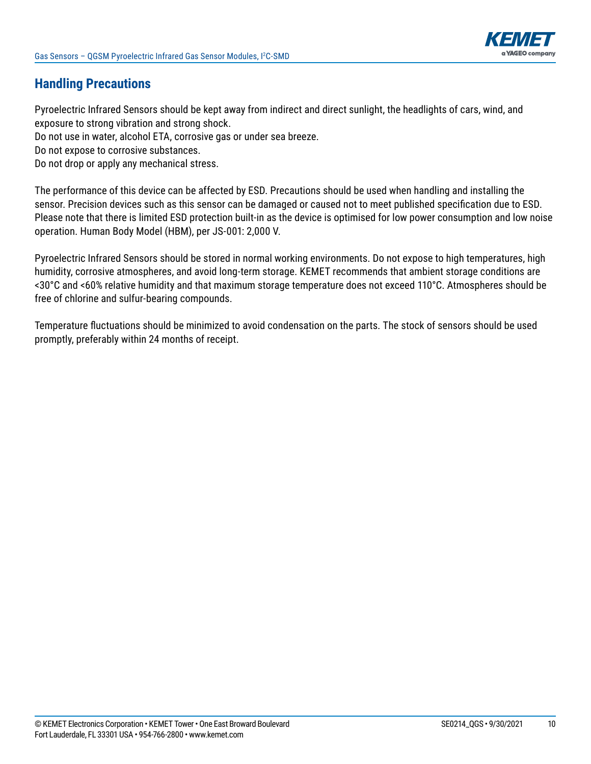## Handling Precautions

Pyroelectric Infrared Sensors should be kept away from indirect and direct sunlight, the headlights of cars, wind, and exposure to strong vibration and strong shock.
Do not use in water, alcohol ETA, corrosive gas or under sea breeze.
Do not expose to corrosive substances.
Do not drop or apply any mechanical stress.

The performance of this device can be affected by ESD. Precautions should be used when handling and installing the sensor. Precision devices such as this sensor can be damaged or caused not to meet published specification due to ESD. Please note that there is limited ESD protection built-in as the device is optimised for low power consumption and low noise operation. Human Body Model (HBM), per JS-001: 2,000 V.

Pyroelectric Infrared Sensors should be stored in normal working environments. Do not expose to high temperatures, high humidity, corrosive atmospheres, and avoid long-term storage. KEMET recommends that ambient storage conditions are <30°C and <60% relative humidity and that maximum storage temperature does not exceed 110°C. Atmospheres should be free of chlorine and sulfur-bearing compounds.

Temperature fluctuations should be minimized to avoid condensation on the parts. The stock of sensors should be used promptly, preferably within 24 months of receipt.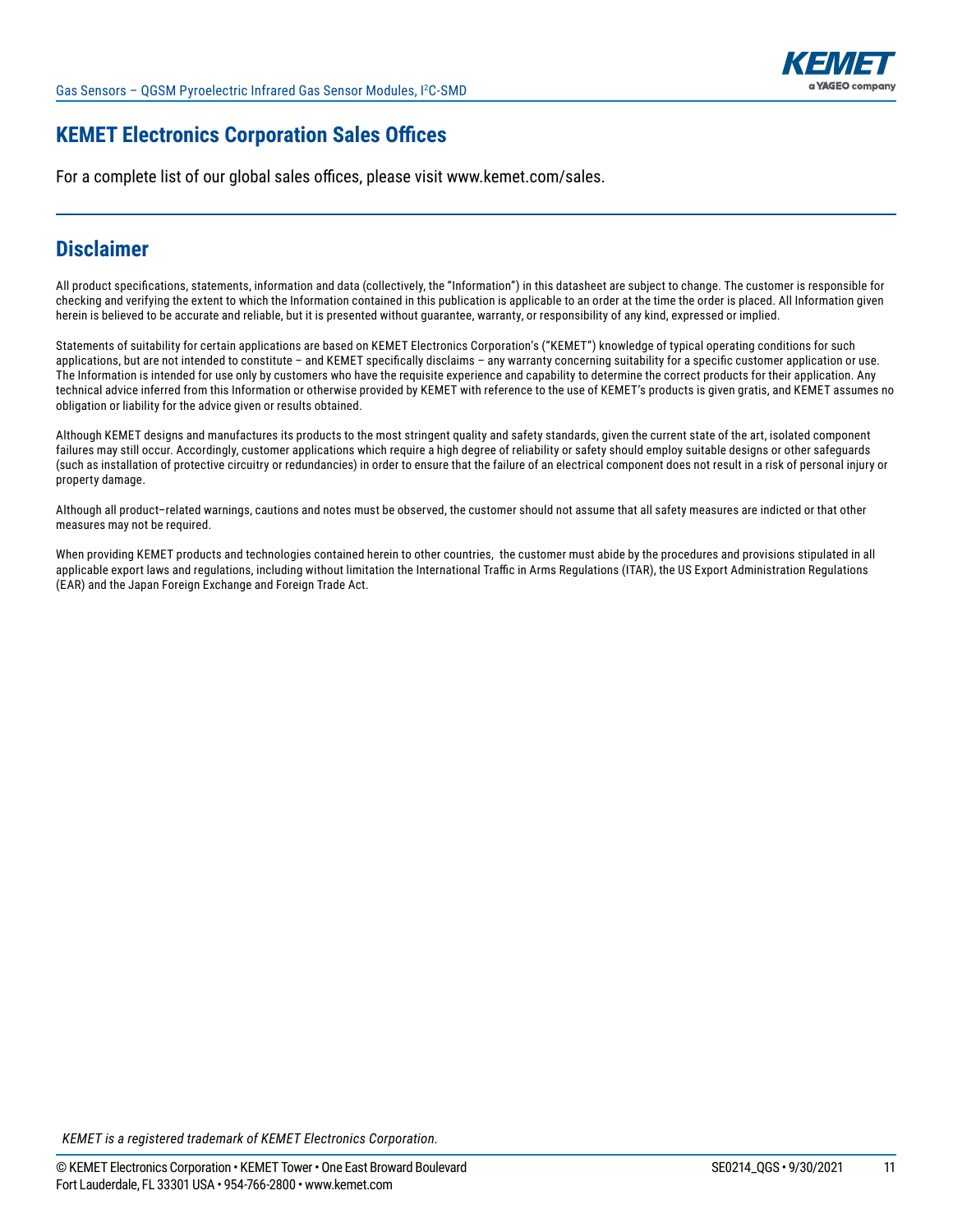## KEMET Electronics Corporation Sales Offices

For a complete list of our global sales offices, please visit www.kemet.com/sales.

## Disclaimer

All product specifications, statements, information and data (collectively, the "Information") in this datasheet are subject to change. The customer is responsible for checking and verifying the extent to which the Information contained in this publication is applicable to an order at the time the order is placed. All Information given herein is believed to be accurate and reliable, but it is presented without guarantee, warranty, or responsibility of any kind, expressed or implied.

Statements of suitability for certain applications are based on KEMET Electronics Corporation's ("KEMET") knowledge of typical operating conditions for such applications, but are not intended to constitute – and KEMET specifically disclaims – any warranty concerning suitability for a specific customer application or use. The Information is intended for use only by customers who have the requisite experience and capability to determine the correct products for their application. Any technical advice inferred from this Information or otherwise provided by KEMET with reference to the use of KEMET's products is given gratis, and KEMET assumes no obligation or liability for the advice given or results obtained.

Although KEMET designs and manufactures its products to the most stringent quality and safety standards, given the current state of the art, isolated component failures may still occur. Accordingly, customer applications which require a high degree of reliability or safety should employ suitable designs or other safeguards (such as installation of protective circuitry or redundancies) in order to ensure that the failure of an electrical component does not result in a risk of personal injury or property damage.

Although all product–related warnings, cautions and notes must be observed, the customer should not assume that all safety measures are indicted or that other measures may not be required.

When providing KEMET products and technologies contained herein to other countries, the customer must abide by the procedures and provisions stipulated in all applicable export laws and regulations, including without limitation the International Traffic in Arms Regulations (ITAR), the US Export Administration Regulations (EAR) and the Japan Foreign Exchange and Foreign Trade Act.

*KEMET is a registered trademark of KEMET Electronics Corporation.*